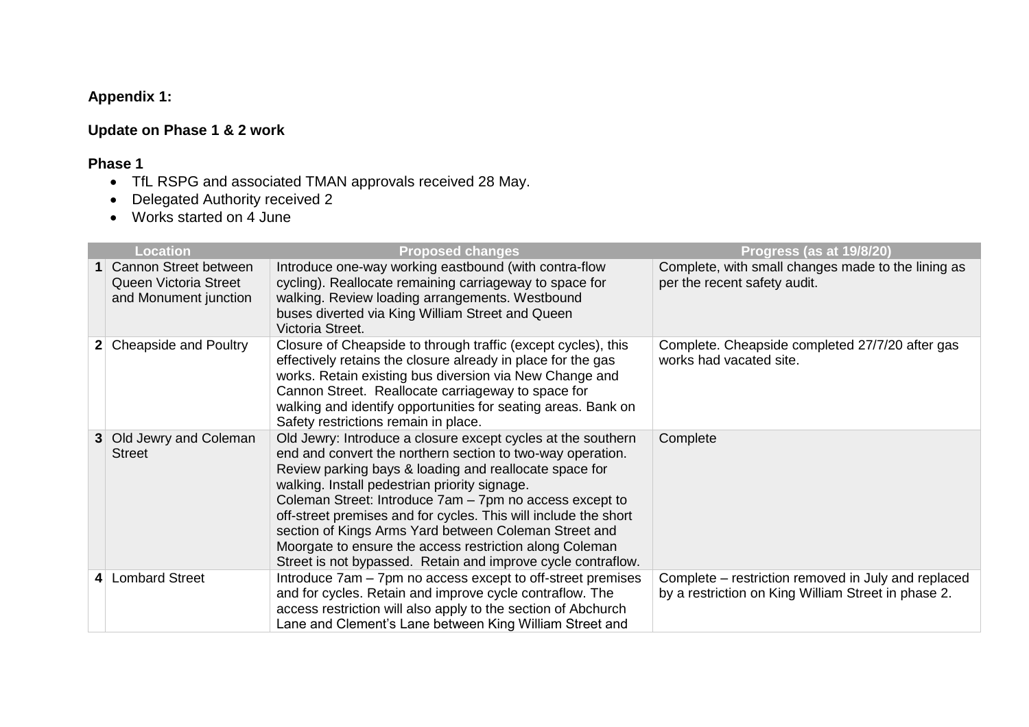**Appendix 1:**

**Update on Phase 1 & 2 work**

**Phase 1**

- TfL RSPG and associated TMAN approvals received 28 May.
- Delegated Authority received 2
- Works started on 4 June

| | Location | Proposed changes | Progress (as at 19/8/20) |
|---|---|---|---|
| **1** | Cannon Street between Queen Victoria Street and Monument junction | Introduce one-way working eastbound (with contra-flow cycling). Reallocate remaining carriageway to space for walking. Review loading arrangements. Westbound buses diverted via King William Street and Queen Victoria Street. | Complete, with small changes made to the lining as per the recent safety audit. |
| **2** | Cheapside and Poultry | Closure of Cheapside to through traffic (except cycles), this effectively retains the closure already in place for the gas works. Retain existing bus diversion via New Change and Cannon Street. Reallocate carriageway to space for walking and identify opportunities for seating areas. Bank on Safety restrictions remain in place. | Complete. Cheapside completed 27/7/20 after gas works had vacated site. |
| **3** | Old Jewry and Coleman Street | Old Jewry: Introduce a closure except cycles at the southern end and convert the northern section to two-way operation. Review parking bays & loading and reallocate space for walking. Install pedestrian priority signage. Coleman Street: Introduce 7am – 7pm no access except to off-street premises and for cycles. This will include the short section of Kings Arms Yard between Coleman Street and Moorgate to ensure the access restriction along Coleman Street is not bypassed. Retain and improve cycle contraflow. | Complete |
| **4** | Lombard Street | Introduce 7am – 7pm no access except to off-street premises and for cycles. Retain and improve cycle contraflow. The access restriction will also apply to the section of Abchurch Lane and Clement's Lane between King William Street and | Complete – restriction removed in July and replaced by a restriction on King William Street in phase 2. |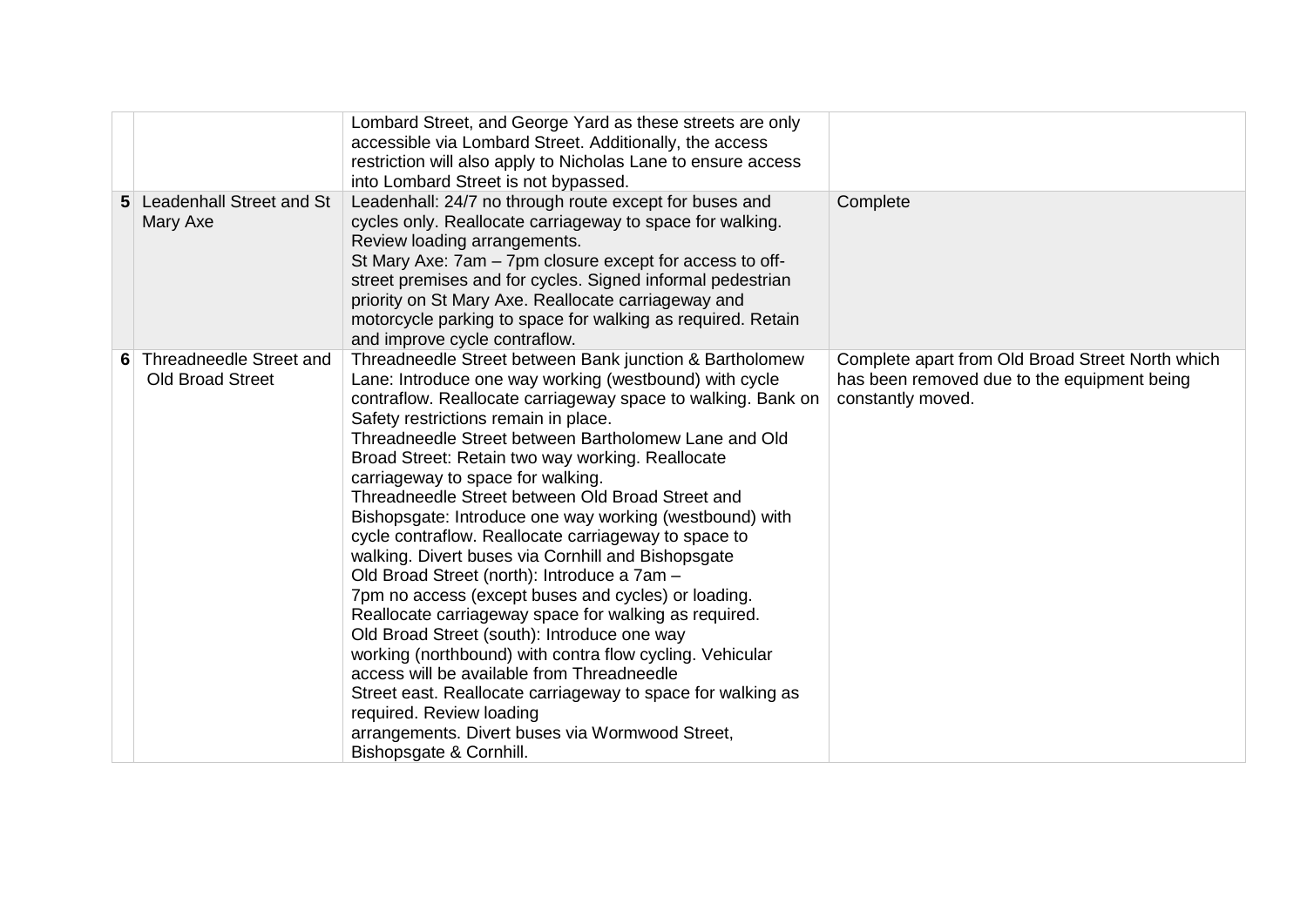| | | | |
|---|---|---|---|
| | | Lombard Street, and George Yard as these streets are only accessible via Lombard Street. Additionally, the access restriction will also apply to Nicholas Lane to ensure access into Lombard Street is not bypassed. | |
| **5** | Leadenhall Street and St Mary Axe | Leadenhall: 24/7 no through route except for buses and cycles only. Reallocate carriageway to space for walking. Review loading arrangements.<br>St Mary Axe: 7am – 7pm closure except for access to off-street premises and for cycles. Signed informal pedestrian priority on St Mary Axe. Reallocate carriageway and motorcycle parking to space for walking as required. Retain and improve cycle contraflow. | Complete |
| **6** | Threadneedle Street and Old Broad Street | Threadneedle Street between Bank junction & Bartholomew Lane: Introduce one way working (westbound) with cycle contraflow. Reallocate carriageway space to walking. Bank on Safety restrictions remain in place.<br>Threadneedle Street between Bartholomew Lane and Old Broad Street: Retain two way working. Reallocate carriageway to space for walking.<br>Threadneedle Street between Old Broad Street and Bishopsgate: Introduce one way working (westbound) with cycle contraflow. Reallocate carriageway to space to walking. Divert buses via Cornhill and Bishopsgate<br>Old Broad Street (north): Introduce a 7am – 7pm no access (except buses and cycles) or loading. Reallocate carriageway space for walking as required.<br>Old Broad Street (south): Introduce one way working (northbound) with contra flow cycling. Vehicular access will be available from Threadneedle Street east. Reallocate carriageway to space for walking as required. Review loading arrangements. Divert buses via Wormwood Street, Bishopsgate & Cornhill. | Complete apart from Old Broad Street North which has been removed due to the equipment being constantly moved. |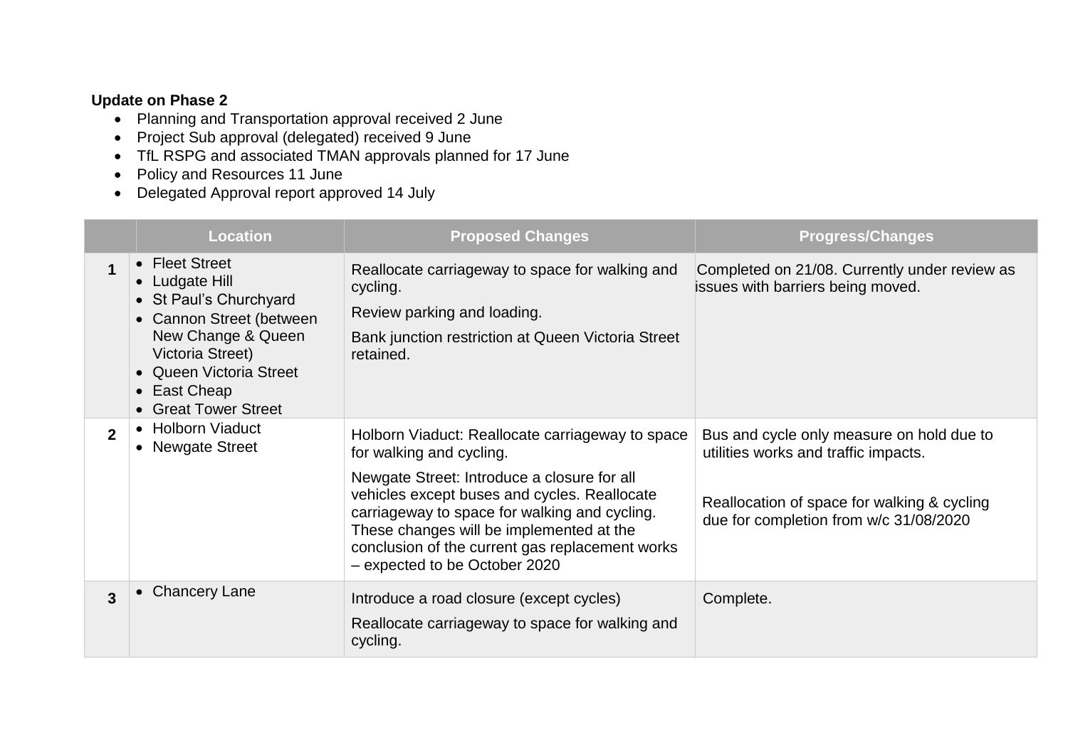**Update on Phase 2**

- Planning and Transportation approval received 2 June
- Project Sub approval (delegated) received 9 June
- TfL RSPG and associated TMAN approvals planned for 17 June
- Policy and Resources 11 June
- Delegated Approval report approved 14 July

| | Location | Proposed Changes | Progress/Changes |
|---|---|---|---|
| 1 | • Fleet Street<br>• Ludgate Hill<br>• St Paul's Churchyard<br>• Cannon Street (between New Change & Queen Victoria Street)<br>• Queen Victoria Street<br>• East Cheap<br>• Great Tower Street | Reallocate carriageway to space for walking and cycling.<br>Review parking and loading.<br>Bank junction restriction at Queen Victoria Street retained. | Completed on 21/08. Currently under review as issues with barriers being moved. |
| 2 | • Holborn Viaduct<br>• Newgate Street | Holborn Viaduct: Reallocate carriageway to space for walking and cycling.<br>Newgate Street: Introduce a closure for all vehicles except buses and cycles. Reallocate carriageway to space for walking and cycling. These changes will be implemented at the conclusion of the current gas replacement works – expected to be October 2020 | Bus and cycle only measure on hold due to utilities works and traffic impacts.<br><br>Reallocation of space for walking & cycling due for completion from w/c 31/08/2020 |
| 3 | • Chancery Lane | Introduce a road closure (except cycles)<br>Reallocate carriageway to space for walking and cycling. | Complete. |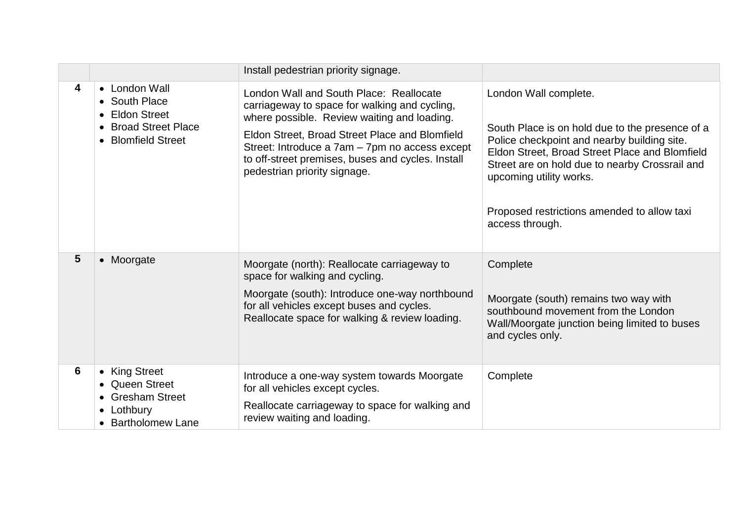| | | | |
|---|---|---|---|
| | | Install pedestrian priority signage. | |
| **4** | • London Wall<br>• South Place<br>• Eldon Street<br>• Broad Street Place<br>• Blomfield Street | London Wall and South Place: Reallocate carriageway to space for walking and cycling, where possible. Review waiting and loading.<br><br>Eldon Street, Broad Street Place and Blomfield Street: Introduce a 7am – 7pm no access except to off-street premises, buses and cycles. Install pedestrian priority signage. | London Wall complete.<br><br>South Place is on hold due to the presence of a Police checkpoint and nearby building site. Eldon Street, Broad Street Place and Blomfield Street are on hold due to nearby Crossrail and upcoming utility works.<br><br>Proposed restrictions amended to allow taxi access through. |
| **5** | • Moorgate | Moorgate (north): Reallocate carriageway to space for walking and cycling.<br><br>Moorgate (south): Introduce one-way northbound for all vehicles except buses and cycles. Reallocate space for walking & review loading. | Complete<br><br>Moorgate (south) remains two way with southbound movement from the London Wall/Moorgate junction being limited to buses and cycles only. |
| **6** | • King Street<br>• Queen Street<br>• Gresham Street<br>• Lothbury<br>• Bartholomew Lane | Introduce a one-way system towards Moorgate for all vehicles except cycles.<br><br>Reallocate carriageway to space for walking and review waiting and loading. | Complete |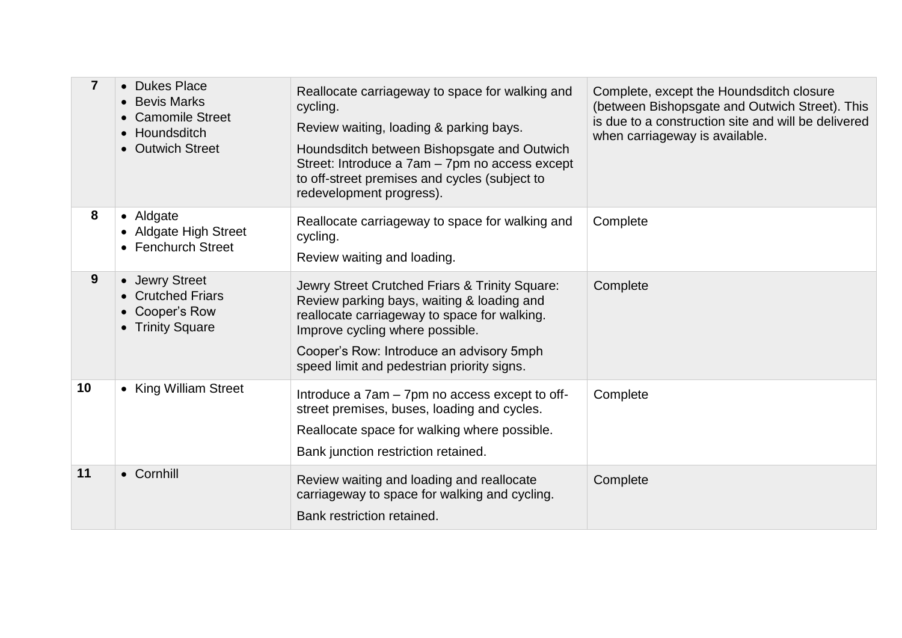| 7 | • Dukes Place<br>• Bevis Marks<br>• Camomile Street<br>• Houndsditch<br>• Outwich Street | Reallocate carriageway to space for walking and cycling.<br>Review waiting, loading & parking bays.<br>Houndsditch between Bishopsgate and Outwich Street: Introduce a 7am – 7pm no access except to off-street premises and cycles (subject to redevelopment progress). | Complete, except the Houndsditch closure (between Bishopsgate and Outwich Street). This is due to a construction site and will be delivered when carriageway is available. |
|---|---|---|---|
| 8 | • Aldgate<br>• Aldgate High Street<br>• Fenchurch Street | Reallocate carriageway to space for walking and cycling.<br>Review waiting and loading. | Complete |
| 9 | • Jewry Street<br>• Crutched Friars<br>• Cooper's Row<br>• Trinity Square | Jewry Street Crutched Friars & Trinity Square: Review parking bays, waiting & loading and reallocate carriageway to space for walking. Improve cycling where possible.<br>Cooper's Row: Introduce an advisory 5mph speed limit and pedestrian priority signs. | Complete |
| 10 | • King William Street | Introduce a 7am – 7pm no access except to off-street premises, buses, loading and cycles.<br>Reallocate space for walking where possible.<br>Bank junction restriction retained. | Complete |
| 11 | • Cornhill | Review waiting and loading and reallocate carriageway to space for walking and cycling.<br>Bank restriction retained. | Complete |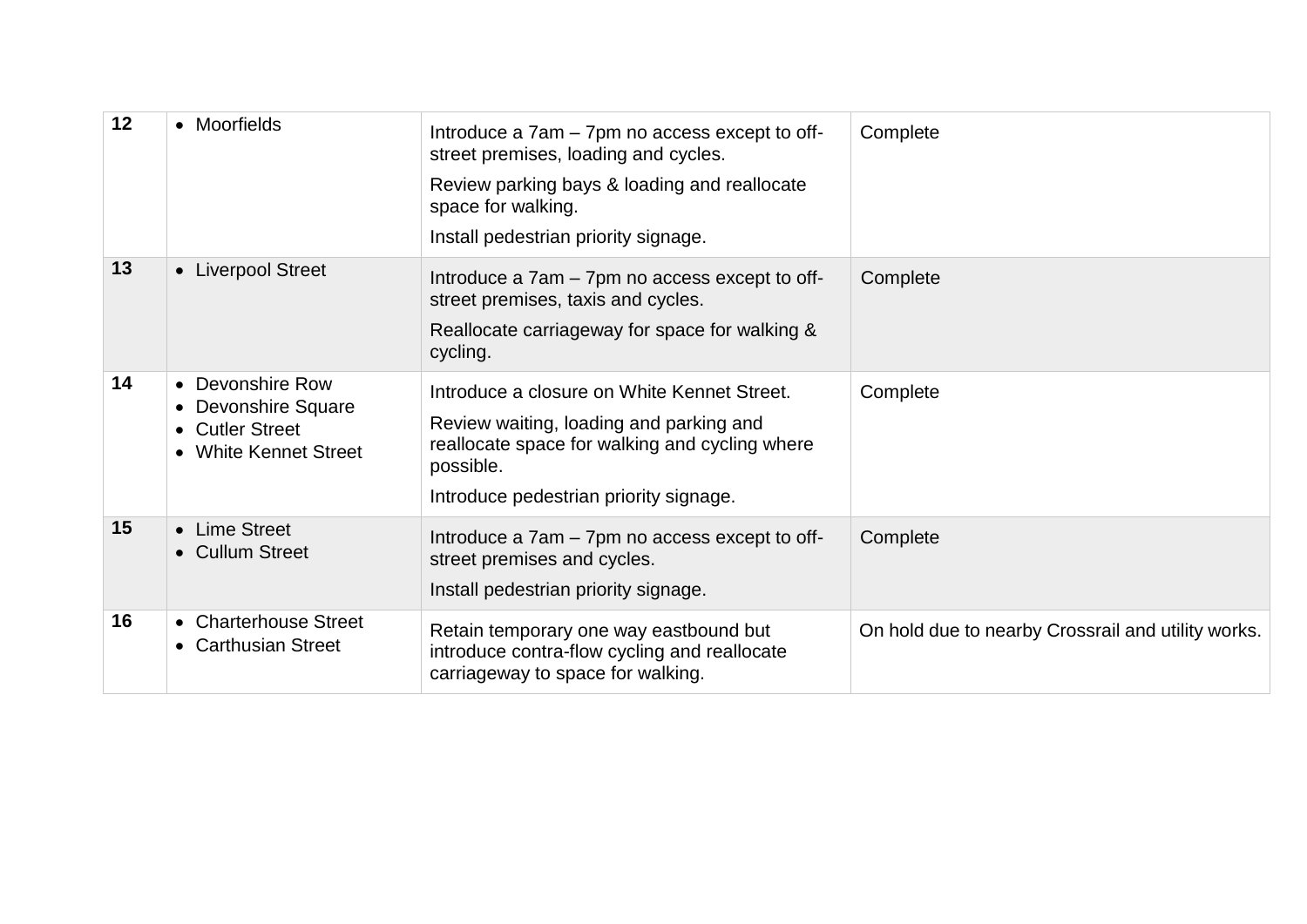| | | | |
|---|---|---|---|
| **12** | • Moorfields | Introduce a 7am – 7pm no access except to off-street premises, loading and cycles.<br>Review parking bays & loading and reallocate space for walking.<br>Install pedestrian priority signage. | Complete |
| **13** | • Liverpool Street | Introduce a 7am – 7pm no access except to off-street premises, taxis and cycles.<br>Reallocate carriageway for space for walking & cycling. | Complete |
| **14** | • Devonshire Row<br>• Devonshire Square<br>• Cutler Street<br>• White Kennet Street | Introduce a closure on White Kennet Street.<br>Review waiting, loading and parking and reallocate space for walking and cycling where possible.<br>Introduce pedestrian priority signage. | Complete |
| **15** | • Lime Street<br>• Cullum Street | Introduce a 7am – 7pm no access except to off-street premises and cycles.<br>Install pedestrian priority signage. | Complete |
| **16** | • Charterhouse Street<br>• Carthusian Street | Retain temporary one way eastbound but introduce contra-flow cycling and reallocate carriageway to space for walking. | On hold due to nearby Crossrail and utility works. |